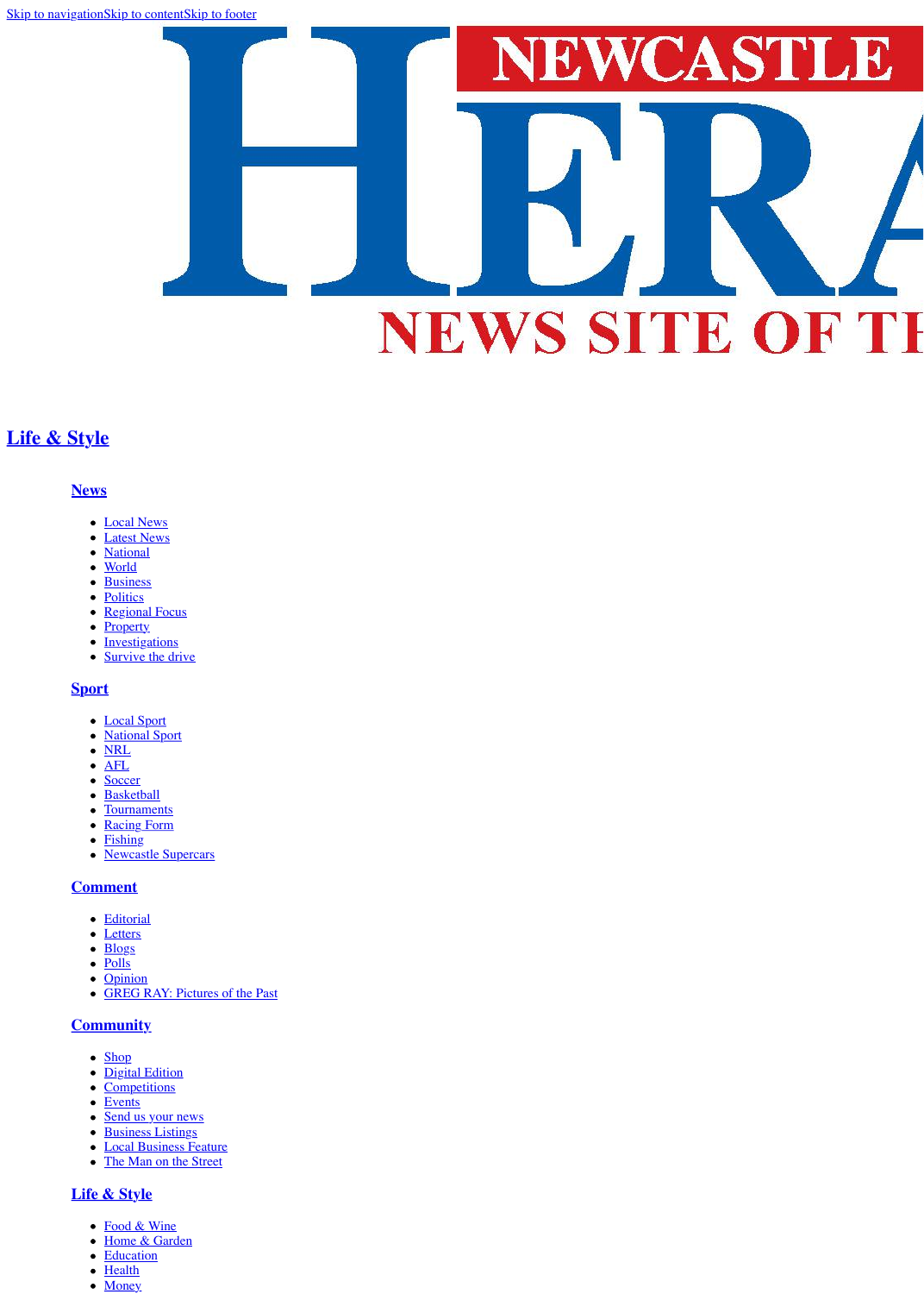Skip to navigationSkip to contentSkip to footer

NEWCASTLE HERA

NEWS SITE OF TH

## Life & Style

### News

- Local News
- Latest News
- National
- World
- Business
- Politics
- Regional Focus
- Property
- Investigations
- Survive the drive

### Sport

- Local Sport
- National Sport
- NRL
- AFL
- Soccer
- Basketball
- Tournaments
- Racing Form
- Fishing
- Newcastle Supercars

### Comment

- Editorial
- Letters
- Blogs
- Polls
- Opinion
- GREG RAY: Pictures of the Past

### Community

- Shop
- Digital Edition
- Competitions
- Events
- Send us your news
- Business Listings
- Local Business Feature
- The Man on the Street

### Life & Style

- Food & Wine
- Home & Garden
- Education
- Health
- Money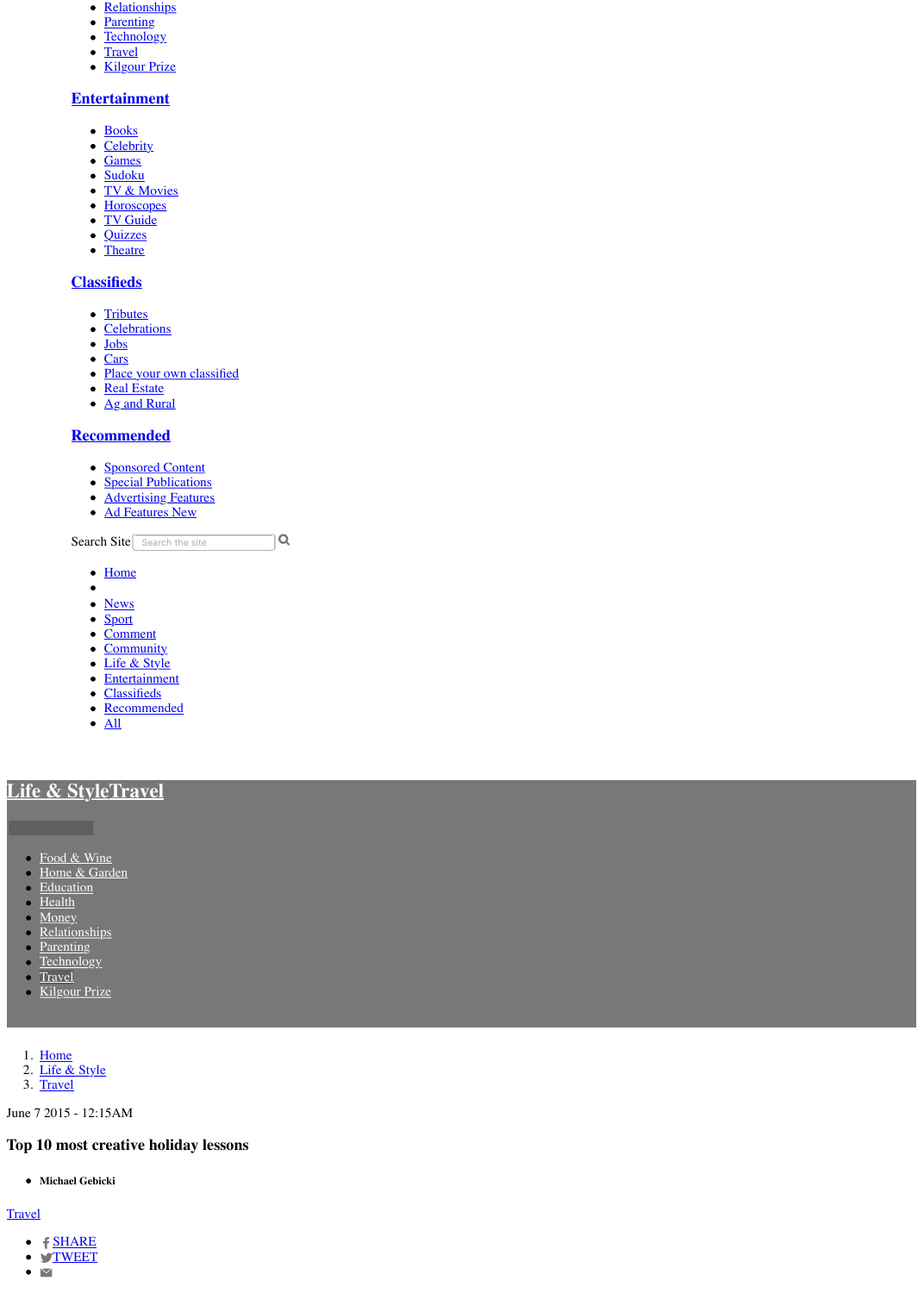- Relationships
- Parenting
- Technology
- Travel
- Kilgour Prize

### Entertainment

- Books
- Celebrity
- Games
- Sudoku
- TV & Movies
- Horoscopes
- TV Guide
- Quizzes
- Theatre

### Classifieds

- Tributes
- Celebrations
- Jobs
- Cars
- Place your own classified
- Real Estate
- Ag and Rural

### Recommended

- Sponsored Content
- Special Publications
- Advertising Features
- Ad Features New

Search Site

- Home
-
- News
- Sport
- Comment
- Community
- Life & Style
- Entertainment
- Classifieds
- Recommended
- All

## Life & StyleTravel

- Food & Wine
- Home & Garden
- Education
- Health
- Money
- Relationships
- Parenting
- Technology
- Travel
- Kilgour Prize

1. Home
2. Life & Style
3. Travel

June 7 2015 - 12:15AM

# Top 10 most creative holiday lessons

- **Michael Gebicki**

Travel

- SHARE
- TWEET
-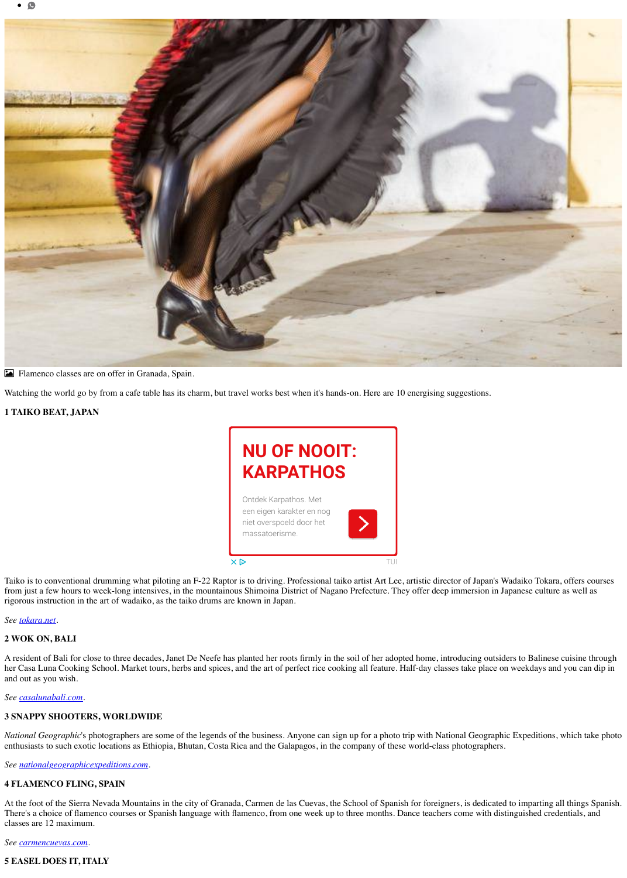Flamenco classes are on offer in Granada, Spain.

Watching the world go by from a cafe table has its charm, but travel works best when it's hands-on. Here are 10 energising suggestions.

**1 TAIKO BEAT, JAPAN**

Taiko is to conventional drumming what piloting an F-22 Raptor is to driving. Professional taiko artist Art Lee, artistic director of Japan's Wadaiko Tokara, offers courses from just a few hours to week-long intensives, in the mountainous Shimoina District of Nagano Prefecture. They offer deep immersion in Japanese culture as well as rigorous instruction in the art of wadaiko, as the taiko drums are known in Japan.

*See tokara.net.*

**2 WOK ON, BALI**

A resident of Bali for close to three decades, Janet De Neefe has planted her roots firmly in the soil of her adopted home, introducing outsiders to Balinese cuisine through her Casa Luna Cooking School. Market tours, herbs and spices, and the art of perfect rice cooking all feature. Half-day classes take place on weekdays and you can dip in and out as you wish.

*See casalunabali.com.*

**3 SNAPPY SHOOTERS, WORLDWIDE**

*National Geographic*'s photographers are some of the legends of the business. Anyone can sign up for a photo trip with National Geographic Expeditions, which take photo enthusiasts to such exotic locations as Ethiopia, Bhutan, Costa Rica and the Galapagos, in the company of these world-class photographers.

*See nationalgeographicexpeditions.com.*

**4 FLAMENCO FLING, SPAIN**

At the foot of the Sierra Nevada Mountains in the city of Granada, Carmen de las Cuevas, the School of Spanish for foreigners, is dedicated to imparting all things Spanish. There's a choice of flamenco courses or Spanish language with flamenco, from one week up to three months. Dance teachers come with distinguished credentials, and classes are 12 maximum.

*See carmencuevas.com.*

**5 EASEL DOES IT, ITALY**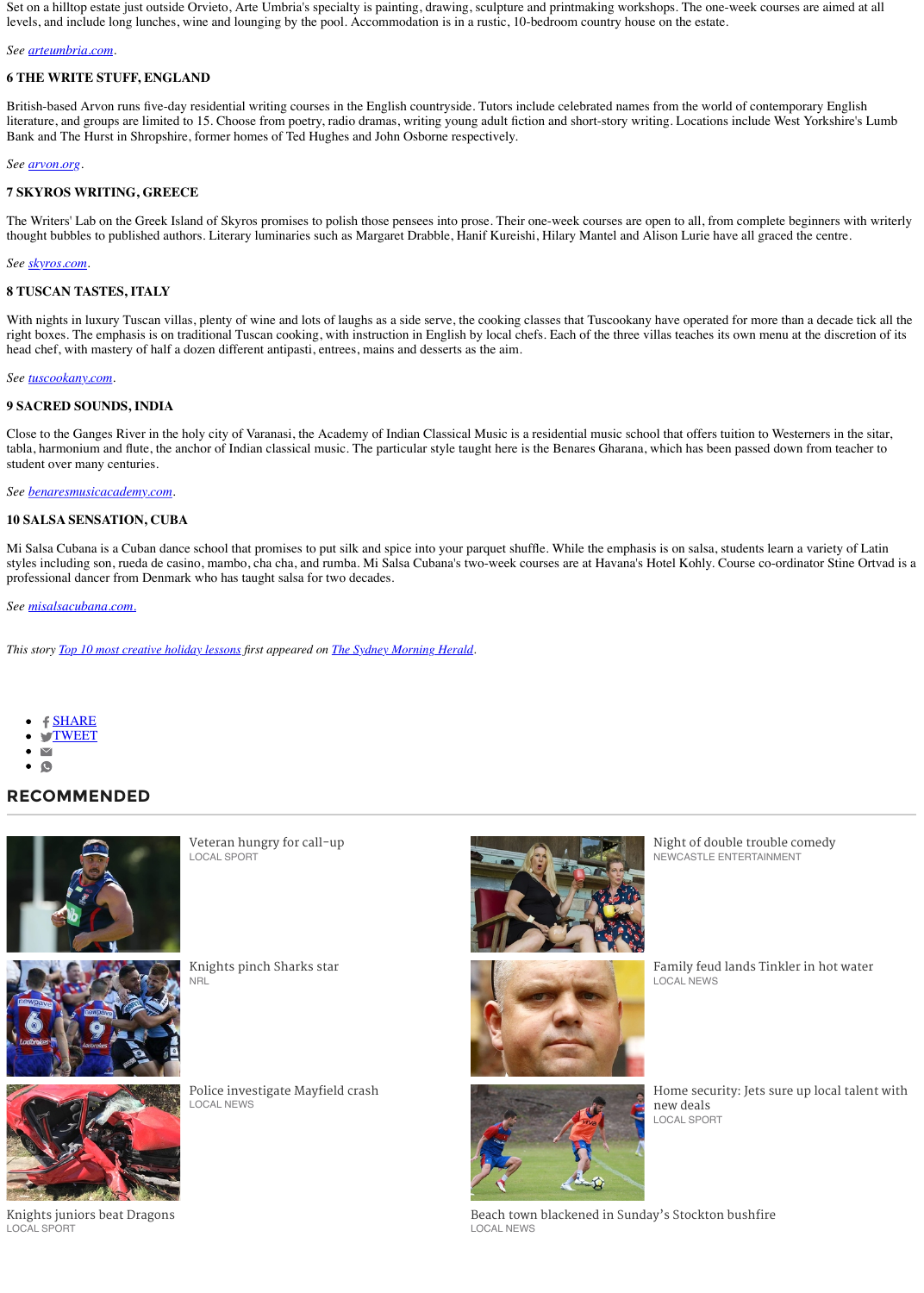Set on a hilltop estate just outside Orvieto, Arte Umbria's specialty is painting, drawing, sculpture and printmaking workshops. The one-week courses are aimed at all levels, and include long lunches, wine and lounging by the pool. Accommodation is in a rustic, 10-bedroom country house on the estate.

*See arteumbria.com.*

**6 THE WRITE STUFF, ENGLAND**

British-based Arvon runs five-day residential writing courses in the English countryside. Tutors include celebrated names from the world of contemporary English literature, and groups are limited to 15. Choose from poetry, radio dramas, writing young adult fiction and short-story writing. Locations include West Yorkshire's Lumb Bank and The Hurst in Shropshire, former homes of Ted Hughes and John Osborne respectively.

*See arvon.org.*

**7 SKYROS WRITING, GREECE**

The Writers' Lab on the Greek Island of Skyros promises to polish those pensees into prose. Their one-week courses are open to all, from complete beginners with writerly thought bubbles to published authors. Literary luminaries such as Margaret Drabble, Hanif Kureishi, Hilary Mantel and Alison Lurie have all graced the centre.

*See skyros.com.*

**8 TUSCAN TASTES, ITALY**

With nights in luxury Tuscan villas, plenty of wine and lots of laughs as a side serve, the cooking classes that Tuscookany have operated for more than a decade tick all the right boxes. The emphasis is on traditional Tuscan cooking, with instruction in English by local chefs. Each of the three villas teaches its own menu at the discretion of its head chef, with mastery of half a dozen different antipasti, entrees, mains and desserts as the aim.

*See tuscookany.com.*

**9 SACRED SOUNDS, INDIA**

Close to the Ganges River in the holy city of Varanasi, the Academy of Indian Classical Music is a residential music school that offers tuition to Westerners in the sitar, tabla, harmonium and flute, the anchor of Indian classical music. The particular style taught here is the Benares Gharana, which has been passed down from teacher to student over many centuries.

*See benaresmusicacademy.com.*

**10 SALSA SENSATION, CUBA**

Mi Salsa Cubana is a Cuban dance school that promises to put silk and spice into your parquet shuffle. While the emphasis is on salsa, students learn a variety of Latin styles including son, rueda de casino, mambo, cha cha, and rumba. Mi Salsa Cubana's two-week courses are at Havana's Hotel Kohly. Course co-ordinator Stine Ortvad is a professional dancer from Denmark who has taught salsa for two decades.

*See misalsacubana.com.*

*This story Top 10 most creative holiday lessons first appeared on The Sydney Morning Herald.*

- SHARE
- TWEET

## RECOMMENDED

Veteran hungry for call-up
LOCAL SPORT

Night of double trouble comedy
NEWCASTLE ENTERTAINMENT

Knights pinch Sharks star
NRL

Family feud lands Tinkler in hot water
LOCAL NEWS

Police investigate Mayfield crash
LOCAL NEWS

Home security: Jets sure up local talent with new deals
LOCAL SPORT

Knights juniors beat Dragons
LOCAL SPORT

Beach town blackened in Sunday's Stockton bushfire
LOCAL NEWS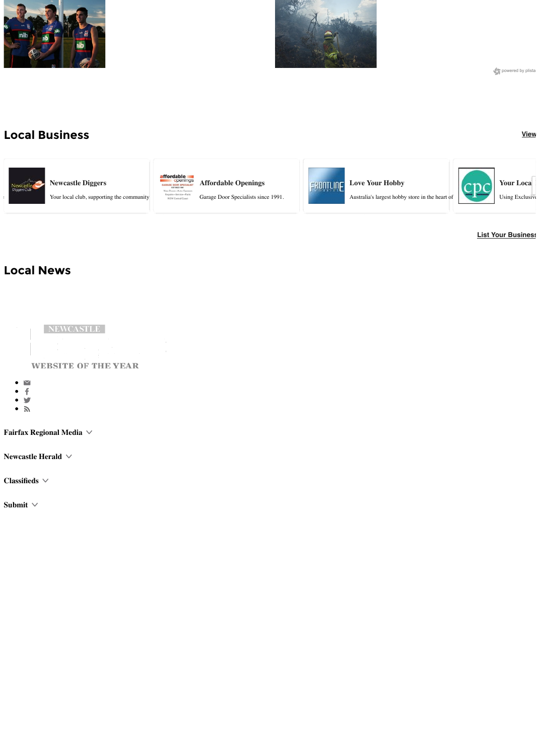powered by plista

## Local Business

View

**Newcastle Diggers**

Your local club, supporting the community

**Affordable Openings**

Garage Door Specialists since 1991.

**Love Your Hobby**

Australia's largest hobby store in the heart of

**Your Loca**

Using Exclusive

List Your Business

## Local News

NEWCASTLE

WEBSITE OF THE YEAR

**Fairfax Regional Media**

**Newcastle Herald**

**Classifieds**

**Submit**